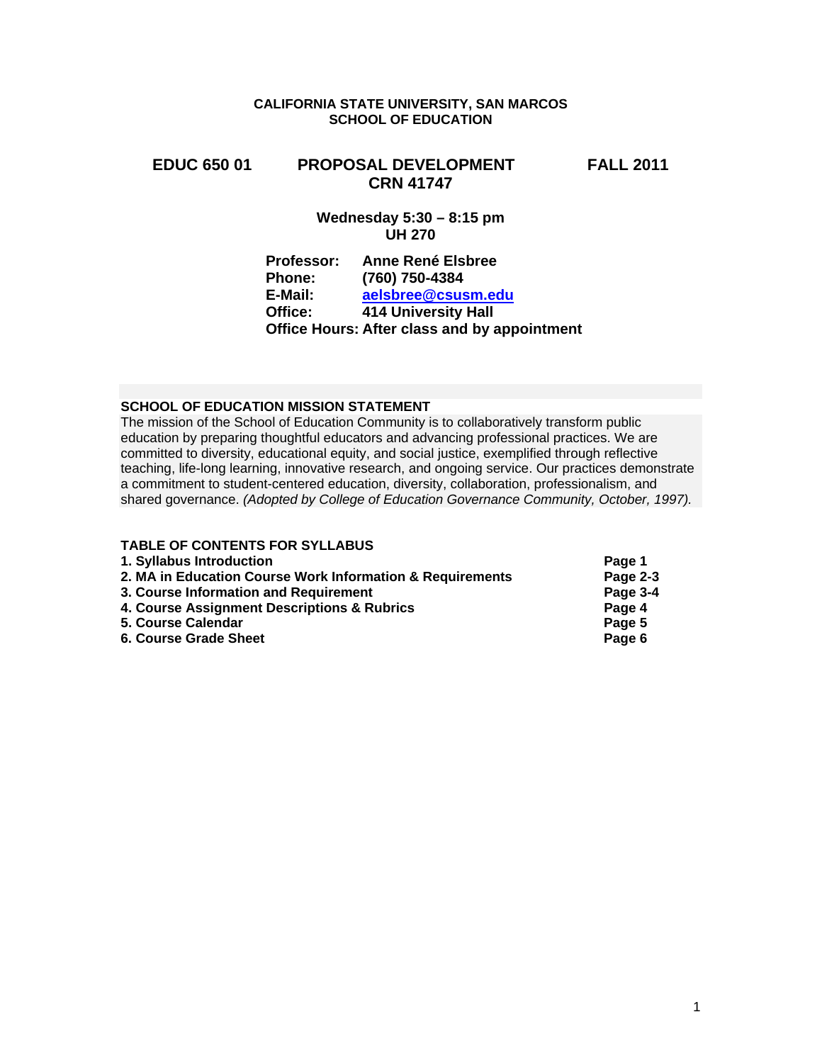**CALIFORNIA STATE UNIVERSITY, SAN MARCOS**
**SCHOOL OF EDUCATION**

# EDUC 650 01 PROPOSAL DEVELOPMENT FALL 2011
## CRN 41747

**Wednesday 5:30 – 8:15 pm**
**UH 270**

**Professor:** Anne René Elsbree
**Phone:** (760) 750-4384
**E-Mail:** aelsbree@csusm.edu
**Office:** 414 University Hall
**Office Hours:** After class and by appointment

## SCHOOL OF EDUCATION MISSION STATEMENT

The mission of the School of Education Community is to collaboratively transform public education by preparing thoughtful educators and advancing professional practices. We are committed to diversity, educational equity, and social justice, exemplified through reflective teaching, life-long learning, innovative research, and ongoing service. Our practices demonstrate a commitment to student-centered education, diversity, collaboration, professionalism, and shared governance. *(Adopted by College of Education Governance Community, October, 1997).*

## TABLE OF CONTENTS FOR SYLLABUS

| | |
|---|---|
| **1. Syllabus Introduction** | **Page 1** |
| **2. MA in Education Course Work Information & Requirements** | **Page 2-3** |
| **3. Course Information and Requirement** | **Page 3-4** |
| **4. Course Assignment Descriptions & Rubrics** | **Page 4** |
| **5. Course Calendar** | **Page 5** |
| **6. Course Grade Sheet** | **Page 6** |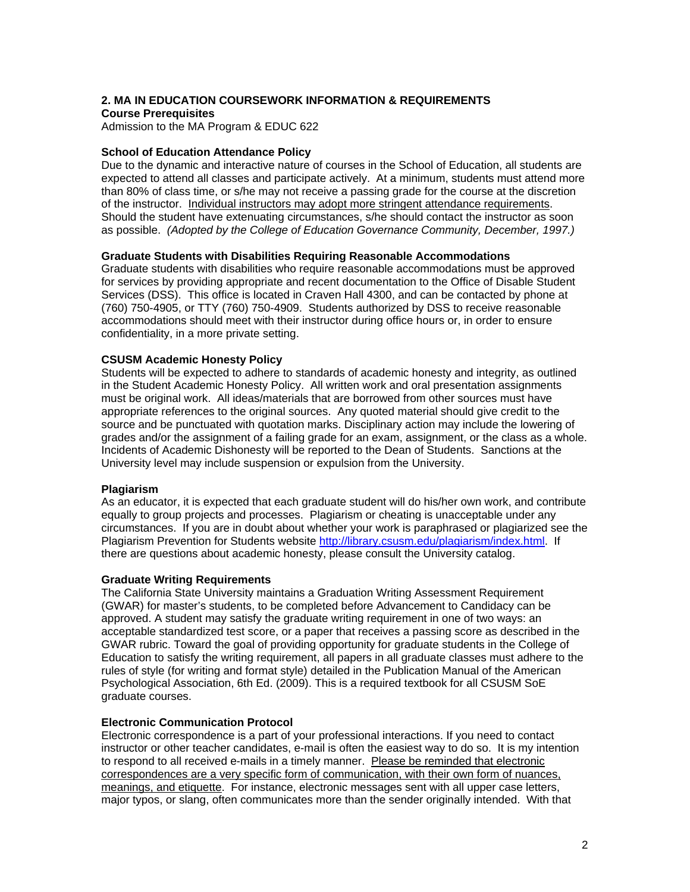## 2. MA IN EDUCATION COURSEWORK INFORMATION & REQUIREMENTS

**Course Prerequisites**

Admission to the MA Program & EDUC 622

**School of Education Attendance Policy**

Due to the dynamic and interactive nature of courses in the School of Education, all students are expected to attend all classes and participate actively. At a minimum, students must attend more than 80% of class time, or s/he may not receive a passing grade for the course at the discretion of the instructor. Individual instructors may adopt more stringent attendance requirements. Should the student have extenuating circumstances, s/he should contact the instructor as soon as possible. *(Adopted by the College of Education Governance Community, December, 1997.)*

**Graduate Students with Disabilities Requiring Reasonable Accommodations**

Graduate students with disabilities who require reasonable accommodations must be approved for services by providing appropriate and recent documentation to the Office of Disable Student Services (DSS). This office is located in Craven Hall 4300, and can be contacted by phone at (760) 750-4905, or TTY (760) 750-4909. Students authorized by DSS to receive reasonable accommodations should meet with their instructor during office hours or, in order to ensure confidentiality, in a more private setting.

**CSUSM Academic Honesty Policy**

Students will be expected to adhere to standards of academic honesty and integrity, as outlined in the Student Academic Honesty Policy. All written work and oral presentation assignments must be original work. All ideas/materials that are borrowed from other sources must have appropriate references to the original sources. Any quoted material should give credit to the source and be punctuated with quotation marks. Disciplinary action may include the lowering of grades and/or the assignment of a failing grade for an exam, assignment, or the class as a whole. Incidents of Academic Dishonesty will be reported to the Dean of Students. Sanctions at the University level may include suspension or expulsion from the University.

**Plagiarism**

As an educator, it is expected that each graduate student will do his/her own work, and contribute equally to group projects and processes. Plagiarism or cheating is unacceptable under any circumstances. If you are in doubt about whether your work is paraphrased or plagiarized see the Plagiarism Prevention for Students website http://library.csusm.edu/plagiarism/index.html. If there are questions about academic honesty, please consult the University catalog.

**Graduate Writing Requirements**

The California State University maintains a Graduation Writing Assessment Requirement (GWAR) for master's students, to be completed before Advancement to Candidacy can be approved. A student may satisfy the graduate writing requirement in one of two ways: an acceptable standardized test score, or a paper that receives a passing score as described in the GWAR rubric. Toward the goal of providing opportunity for graduate students in the College of Education to satisfy the writing requirement, all papers in all graduate classes must adhere to the rules of style (for writing and format style) detailed in the Publication Manual of the American Psychological Association, 6th Ed. (2009). This is a required textbook for all CSUSM SoE graduate courses.

**Electronic Communication Protocol**

Electronic correspondence is a part of your professional interactions. If you need to contact instructor or other teacher candidates, e-mail is often the easiest way to do so. It is my intention to respond to all received e-mails in a timely manner. Please be reminded that electronic correspondences are a very specific form of communication, with their own form of nuances, meanings, and etiquette. For instance, electronic messages sent with all upper case letters, major typos, or slang, often communicates more than the sender originally intended. With that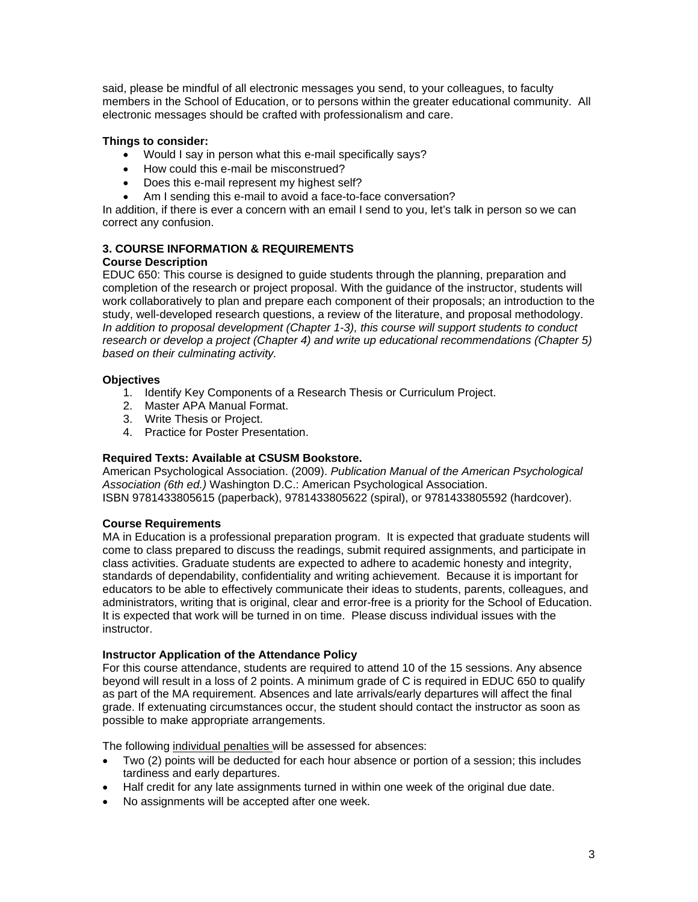said, please be mindful of all electronic messages you send, to your colleagues, to faculty members in the School of Education, or to persons within the greater educational community. All electronic messages should be crafted with professionalism and care.

**Things to consider:**

- Would I say in person what this e-mail specifically says?
- How could this e-mail be misconstrued?
- Does this e-mail represent my highest self?
- Am I sending this e-mail to avoid a face-to-face conversation?

In addition, if there is ever a concern with an email I send to you, let's talk in person so we can correct any confusion.

## 3. COURSE INFORMATION & REQUIREMENTS

### Course Description

EDUC 650: This course is designed to guide students through the planning, preparation and completion of the research or project proposal. With the guidance of the instructor, students will work collaboratively to plan and prepare each component of their proposals; an introduction to the study, well-developed research questions, a review of the literature, and proposal methodology. *In addition to proposal development (Chapter 1-3), this course will support students to conduct research or develop a project (Chapter 4) and write up educational recommendations (Chapter 5) based on their culminating activity.*

### Objectives

1. Identify Key Components of a Research Thesis or Curriculum Project.
2. Master APA Manual Format.
3. Write Thesis or Project.
4. Practice for Poster Presentation.

### Required Texts: Available at CSUSM Bookstore.

American Psychological Association. (2009). *Publication Manual of the American Psychological Association (6th ed.)* Washington D.C.: American Psychological Association.
ISBN 9781433805615 (paperback), 9781433805622 (spiral), or 9781433805592 (hardcover).

### Course Requirements

MA in Education is a professional preparation program. It is expected that graduate students will come to class prepared to discuss the readings, submit required assignments, and participate in class activities. Graduate students are expected to adhere to academic honesty and integrity, standards of dependability, confidentiality and writing achievement. Because it is important for educators to be able to effectively communicate their ideas to students, parents, colleagues, and administrators, writing that is original, clear and error-free is a priority for the School of Education. It is expected that work will be turned in on time. Please discuss individual issues with the instructor.

### Instructor Application of the Attendance Policy

For this course attendance, students are required to attend 10 of the 15 sessions. Any absence beyond will result in a loss of 2 points. A minimum grade of C is required in EDUC 650 to qualify as part of the MA requirement. Absences and late arrivals/early departures will affect the final grade. If extenuating circumstances occur, the student should contact the instructor as soon as possible to make appropriate arrangements.

The following individual penalties will be assessed for absences:

- Two (2) points will be deducted for each hour absence or portion of a session; this includes tardiness and early departures.
- Half credit for any late assignments turned in within one week of the original due date.
- No assignments will be accepted after one week.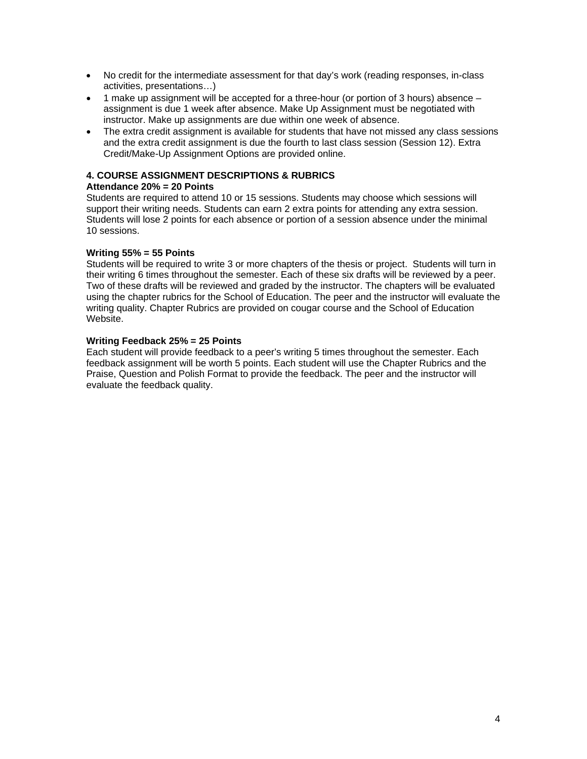- No credit for the intermediate assessment for that day's work (reading responses, in-class activities, presentations…)
- 1 make up assignment will be accepted for a three-hour (or portion of 3 hours) absence – assignment is due 1 week after absence. Make Up Assignment must be negotiated with instructor. Make up assignments are due within one week of absence.
- The extra credit assignment is available for students that have not missed any class sessions and the extra credit assignment is due the fourth to last class session (Session 12). Extra Credit/Make-Up Assignment Options are provided online.

## 4. COURSE ASSIGNMENT DESCRIPTIONS & RUBRICS

**Attendance 20% = 20 Points**

Students are required to attend 10 or 15 sessions. Students may choose which sessions will support their writing needs. Students can earn 2 extra points for attending any extra session. Students will lose 2 points for each absence or portion of a session absence under the minimal 10 sessions.

**Writing 55% = 55 Points**

Students will be required to write 3 or more chapters of the thesis or project. Students will turn in their writing 6 times throughout the semester. Each of these six drafts will be reviewed by a peer. Two of these drafts will be reviewed and graded by the instructor. The chapters will be evaluated using the chapter rubrics for the School of Education. The peer and the instructor will evaluate the writing quality. Chapter Rubrics are provided on cougar course and the School of Education Website.

**Writing Feedback 25% = 25 Points**

Each student will provide feedback to a peer's writing 5 times throughout the semester. Each feedback assignment will be worth 5 points. Each student will use the Chapter Rubrics and the Praise, Question and Polish Format to provide the feedback. The peer and the instructor will evaluate the feedback quality.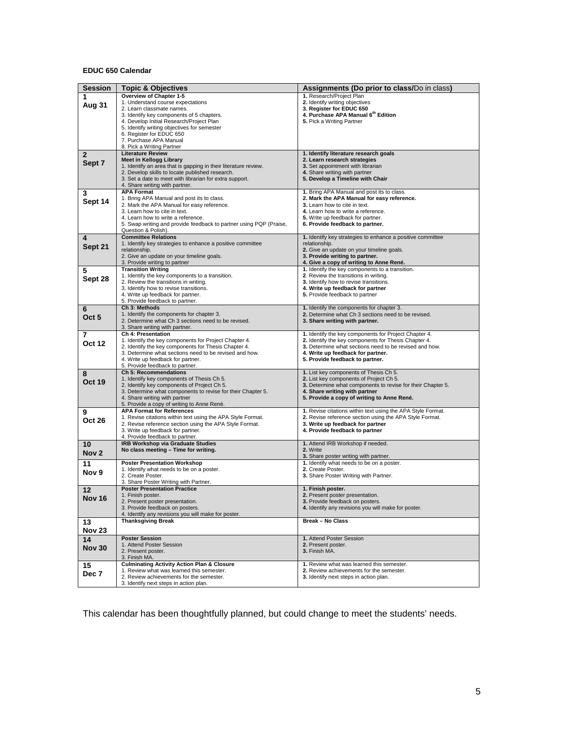**EDUC 650 Calendar**

| Session | Topic & Objectives | Assignments (Do prior to class/Do in class) |
|---|---|---|
| **1**<br>**Aug 31** | **Overview of Chapter 1-5**<br>1. Understand course expectations<br>2. Learn classmate names.<br>3. Identify key components of 5 chapters.<br>4. Develop Initial Research/Project Plan<br>5. Identify writing objectives for semester<br>6. Register for EDUC 650<br>7. Purchase APA Manual<br>8. Pick a Writing Partner | **1.** Research/Project Plan<br>**2.** Identify writing objectives<br>**3. Register for EDUC 650**<br>**4. Purchase APA Manual 6th Edition**<br>**5.** Pick a Writing Partner |
| **2**<br>**Sept 7** | **Literature Review**<br>**Meet in Kellogg Library**<br>1. Identify an area that is gapping in their literature review.<br>2. Develop skills to locate published research.<br>3. Set a date to meet with librarian for extra support.<br>4. Share writing with partner. | **1. Identify literature research goals**<br>**2. Learn research strategies**<br>**3.** Set appointment with librarian<br>**4.** Share writing with partner<br>**5. Develop a Timeline with Chair** |
| **3**<br>**Sept 14** | **APA Format**<br>1. Bring APA Manual and post its to class.<br>2. Mark the APA Manual for easy reference.<br>3. Learn how to cite in text.<br>4. Learn how to write a reference.<br>5. Swap writing and provide feedback to partner using PQP (Praise, Question & Polish). | **1.** Bring APA Manual and post its to class.<br>**2. Mark the APA Manual for easy reference.**<br>**3.** Learn how to cite in text.<br>**4.** Learn how to write a reference.<br>**5.** Write up feedback for partner.<br>**6. Provide feedback to partner.** |
| **4**<br>**Sept 21** | **Committee Relations**<br>1. Identify key strategies to enhance a positive committee relationship.<br>2. Give an update on your timeline goals.<br>3. Provide writing to partner | **1.** Identify key strategies to enhance a positive committee relationship.<br>**2.** Give an update on your timeline goals.<br>**3. Provide writing to partner.**<br>**4. Give a copy of writing to Anne René.** |
| **5**<br>**Sept 28** | **Transition Writing**<br>1. Identify the key components to a transition.<br>2. Review the transitions in writing.<br>3. Identify how to revise transitions.<br>4. Write up feedback for partner.<br>5. Provide feedback to partner. | **1.** Identify the key components to a transition.<br>**2**. Review the transitions in writing.<br>**3.** Identify how to revise transitions.<br>**4. Write up feedback for partner**<br>**5.** Provide feedback to partner |
| **6**<br>**Oct 5** | **Ch 3: Methods**<br>1. Identify the components for chapter 3.<br>2. Determine what Ch 3 sections need to be revised.<br>3. Share writing with partner. | **1.** Identify the components for chapter 3.<br>**2.** Determine what Ch 3 sections need to be revised.<br>**3. Share writing with partner.** |
| **7**<br>**Oct 12** | **Ch 4: Presentation**<br>1. Identify the key components for Project Chapter 4.<br>2. Identify the key components for Thesis Chapter 4.<br>3. Determine what sections need to be revised and how.<br>4. Write up feedback for partner.<br>5. Provide feedback to partner. | **1.** Identify the key components for Project Chapter 4.<br>**2.** Identify the key components for Thesis Chapter 4.<br>**3.** Determine what sections need to be revised and how.<br>**4. Write up feedback for partner.**<br>**5. Provide feedback to partner.** |
| **8**<br>**Oct 19** | **Ch 5: Recommendations**<br>1. Identify key components of Thesis Ch 5.<br>2. Identify key components of Project Ch 5.<br>3. Determine what components to revise for their Chapter 5.<br>4. Share writing with partner<br>5. Provide a copy of writing to Anne René. | **1.** List key components of Thesis Ch 5.<br>**2.** List key components of Project Ch 5.<br>**3.** Determine what components to revise for their Chapter 5.<br>**4. Share writing with partner**<br>**5. Provide a copy of writing to Anne René.** |
| **9**<br>**Oct 26** | **APA Format for References**<br>1. Revise citations within text using the APA Style Format.<br>2. Revise reference section using the APA Style Format.<br>3. Write up feedback for partner.<br>4. Provide feedback to partner. | **1.** Revise citations within text using the APA Style Format.<br>**2.** Revise reference section using the APA Style Format.<br>**3. Write up feedback for partner**<br>**4. Provide feedback to partner** |
| **10**<br>**Nov 2** | **IRB Workshop via Graduate Studies**<br>**No class meeting – Time for writing.** | **1.** Attend IRB Workshop if needed.<br>**2.** Write<br>**3.** Share poster writing with partner. |
| **11**<br>**Nov 9** | **Poster Presentation Workshop**<br>1. Identify what needs to be on a poster.<br>2. Create Poster.<br>3. Share Poster Writing with Partner. | **1.** Identify what needs to be on a poster.<br>**2.** Create Poster.<br>**3.** Share Poster Writing with Partner. |
| **12**<br>**Nov 16** | **Poster Presentation Practice**<br>1. Finish poster.<br>2. Present poster presentation.<br>3. Provide feedback on posters.<br>4. Identify any revisions you will make for poster. | **1. Finish poster.**<br>**2.** Present poster presentation.<br>**3.** Provide feedback on posters.<br>**4.** Identify any revisions you will make for poster. |
| **13**<br>**Nov 23** | **Thanksgiving Break** | **Break – No Class** |
| **14**<br>**Nov 30** | **Poster Session**<br>1. Attend Poster Session<br>2. Present poster.<br>3. Finish MA. | **1.** Attend Poster Session<br>**2.** Present poster.<br>**3.** Finish MA. |
| **15**<br>**Dec 7** | **Culminating Activity Action Plan & Closure**<br>1. Review what was learned this semester.<br>2. Review achievements for the semester.<br>3. Identify next steps in action plan. | **1.** Review what was learned this semester.<br>**2.** Review achievements for the semester.<br>**3.** Identify next steps in action plan. |

This calendar has been thoughtfully planned, but could change to meet the students' needs.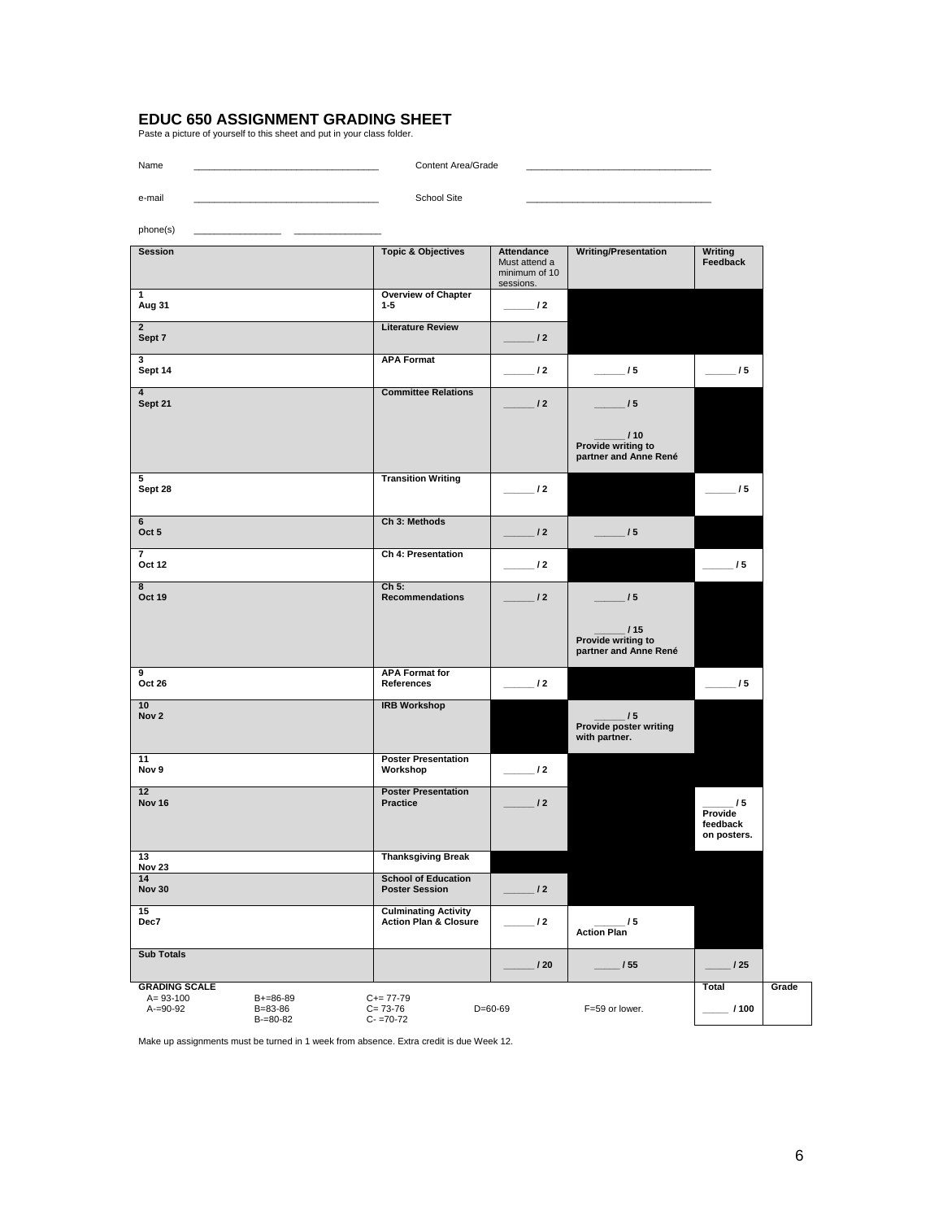# EDUC 650 ASSIGNMENT GRADING SHEET

Paste a picture of yourself to this sheet and put in your class folder.

Name ___________________________________ Content Area/Grade ___________________________________

e-mail ___________________________________ School Site ___________________________________

phone(s) ________________ ________________

| Session | Topic & Objectives | Attendance Must attend a minimum of 10 sessions. | Writing/Presentation | Writing Feedback |
|---|---|---|---|---|
| **1** **Aug 31** | **Overview of Chapter 1-5** | ______ **/ 2** | | |
| **2** **Sept 7** | **Literature Review** | ______ **/ 2** | | |
| **3** **Sept 14** | **APA Format** | ______ **/ 2** | ______ **/ 5** | ______ **/ 5** |
| **4** **Sept 21** | **Committee Relations** | ______ **/ 2** | ______ **/ 5**<br>______ **/ 10** **Provide writing to partner and Anne René** | |
| **5** **Sept 28** | **Transition Writing** | ______ **/ 2** | | ______ **/ 5** |
| **6** **Oct 5** | **Ch 3: Methods** | ______ **/ 2** | ______ **/ 5** | |
| **7** **Oct 12** | **Ch 4: Presentation** | ______ **/ 2** | | ______ **/ 5** |
| **8** **Oct 19** | **Ch 5: Recommendations** | ______ **/ 2** | ______ **/ 5**<br>______ **/ 15** **Provide writing to partner and Anne René** | |
| **9** **Oct 26** | **APA Format for References** | ______ **/ 2** | | ______ **/ 5** |
| **10** **Nov 2** | **IRB Workshop** | | ______ **/ 5** **Provide poster writing with partner.** | |
| **11** **Nov 9** | **Poster Presentation Workshop** | ______ **/ 2** | | |
| **12** **Nov 16** | **Poster Presentation Practice** | ______ **/ 2** | | ______ **/ 5** **Provide feedback on posters.** |
| **13** **Nov 23** | **Thanksgiving Break** | | | |
| **14** **Nov 30** | **School of Education Poster Session** | ______ **/ 2** | | |
| **15** **Dec7** | **Culminating Activity Action Plan & Closure** | ______ **/ 2** | ______ **/ 5** **Action Plan** | |
| **Sub Totals** | | ______ **/ 20** | _____ **/ 55** | _____ **/ 25** |

**GRADING SCALE**

| | | | | | Total | Grade |
|---|---|---|---|---|---|---|
| A= 93-100<br>A-=90-92 | B+=86-89<br>B=83-86<br>B-=80-82 | C+= 77-79<br>C= 73-76<br>C- =70-72 | D=60-69 | F=59 or lower. | _____ **/ 100** | |

Make up assignments must be turned in 1 week from absence. Extra credit is due Week 12.